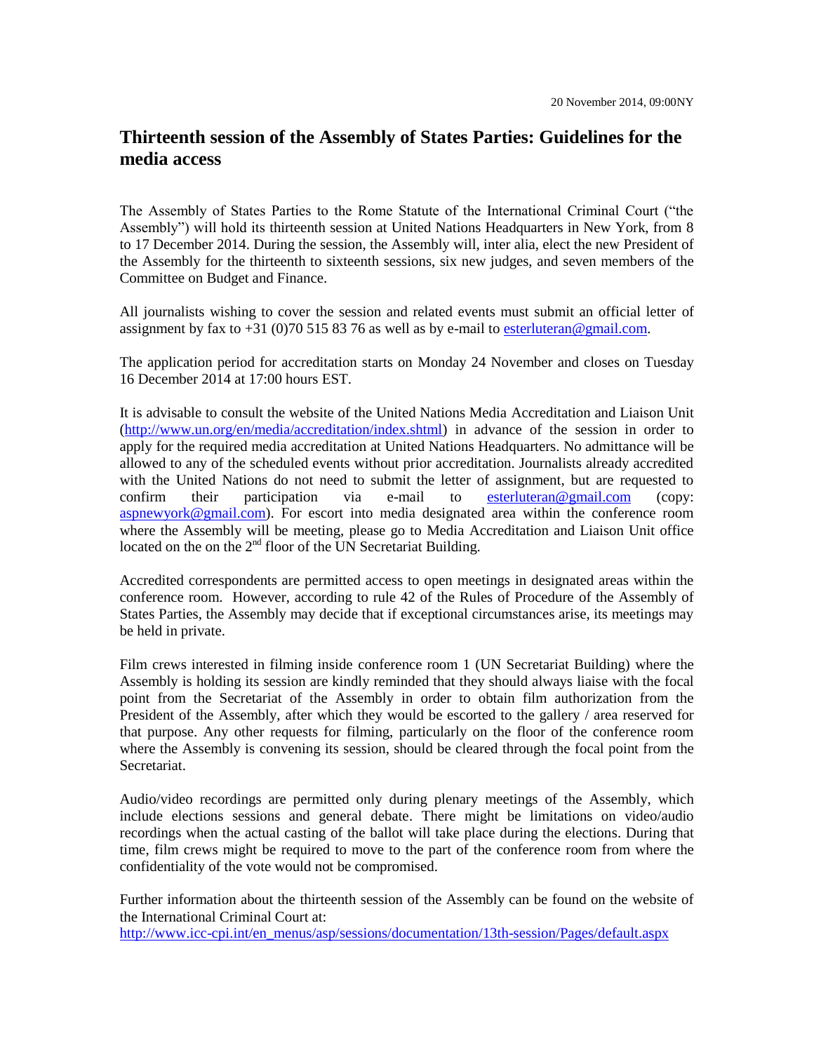20 November 2014, 09:00NY

# Thirteenth session of the Assembly of States Parties: Guidelines for the media access

The Assembly of States Parties to the Rome Statute of the International Criminal Court ("the Assembly") will hold its thirteenth session at United Nations Headquarters in New York, from 8 to 17 December 2014. During the session, the Assembly will, inter alia, elect the new President of the Assembly for the thirteenth to sixteenth sessions, six new judges, and seven members of the Committee on Budget and Finance.

All journalists wishing to cover the session and related events must submit an official letter of assignment by fax to +31 (0)70 515 83 76 as well as by e-mail to esterluteran@gmail.com.

The application period for accreditation starts on Monday 24 November and closes on Tuesday 16 December 2014 at 17:00 hours EST.

It is advisable to consult the website of the United Nations Media Accreditation and Liaison Unit (http://www.un.org/en/media/accreditation/index.shtml) in advance of the session in order to apply for the required media accreditation at United Nations Headquarters. No admittance will be allowed to any of the scheduled events without prior accreditation. Journalists already accredited with the United Nations do not need to submit the letter of assignment, but are requested to confirm their participation via e-mail to esterluteran@gmail.com (copy: aspnewyork@gmail.com). For escort into media designated area within the conference room where the Assembly will be meeting, please go to Media Accreditation and Liaison Unit office located on the on the 2nd floor of the UN Secretariat Building.

Accredited correspondents are permitted access to open meetings in designated areas within the conference room. However, according to rule 42 of the Rules of Procedure of the Assembly of States Parties, the Assembly may decide that if exceptional circumstances arise, its meetings may be held in private.

Film crews interested in filming inside conference room 1 (UN Secretariat Building) where the Assembly is holding its session are kindly reminded that they should always liaise with the focal point from the Secretariat of the Assembly in order to obtain film authorization from the President of the Assembly, after which they would be escorted to the gallery / area reserved for that purpose. Any other requests for filming, particularly on the floor of the conference room where the Assembly is convening its session, should be cleared through the focal point from the Secretariat.

Audio/video recordings are permitted only during plenary meetings of the Assembly, which include elections sessions and general debate. There might be limitations on video/audio recordings when the actual casting of the ballot will take place during the elections. During that time, film crews might be required to move to the part of the conference room from where the confidentiality of the vote would not be compromised.

Further information about the thirteenth session of the Assembly can be found on the website of the International Criminal Court at:
http://www.icc-cpi.int/en_menus/asp/sessions/documentation/13th-session/Pages/default.aspx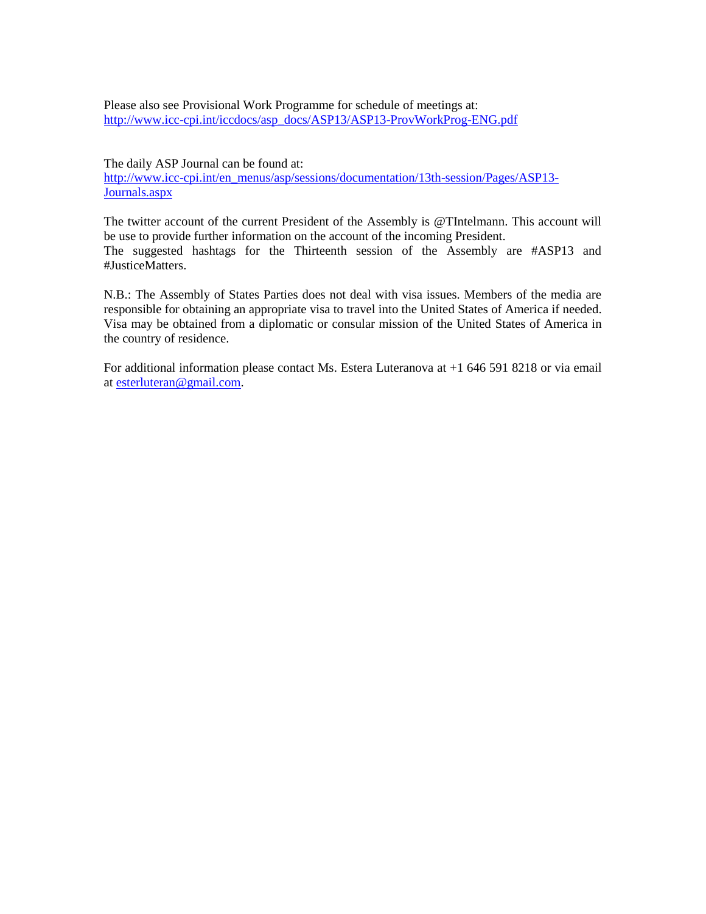Please also see Provisional Work Programme for schedule of meetings at:
http://www.icc-cpi.int/iccdocs/asp_docs/ASP13/ASP13-ProvWorkProg-ENG.pdf

The daily ASP Journal can be found at:
http://www.icc-cpi.int/en_menus/asp/sessions/documentation/13th-session/Pages/ASP13-Journals.aspx

The twitter account of the current President of the Assembly is @TIntelmann. This account will be use to provide further information on the account of the incoming President.
The suggested hashtags for the Thirteenth session of the Assembly are #ASP13 and #JusticeMatters.

N.B.: The Assembly of States Parties does not deal with visa issues. Members of the media are responsible for obtaining an appropriate visa to travel into the United States of America if needed. Visa may be obtained from a diplomatic or consular mission of the United States of America in the country of residence.

For additional information please contact Ms. Estera Luteranova at +1 646 591 8218 or via email at esterluteran@gmail.com.